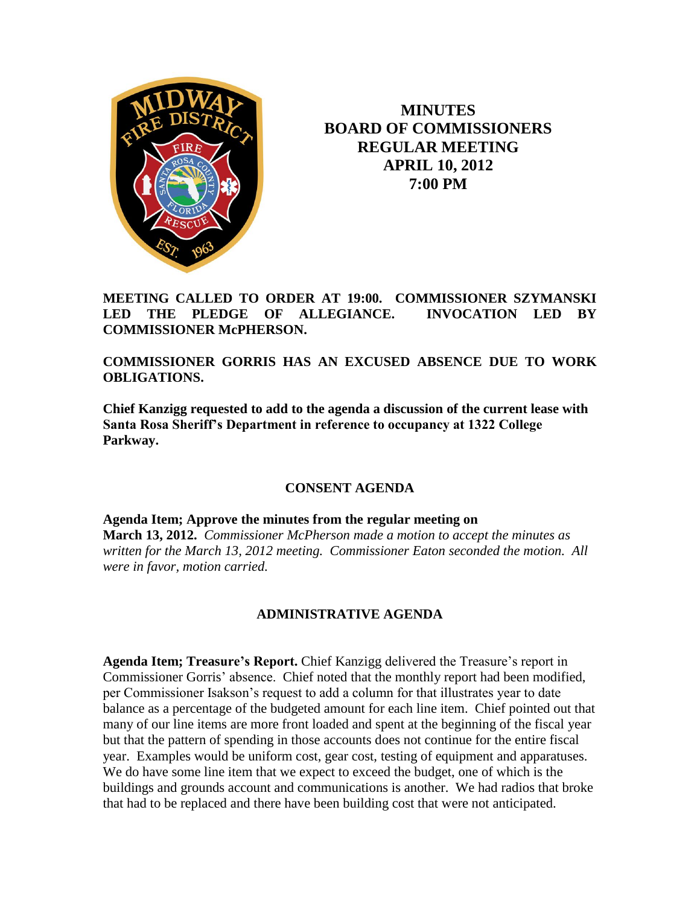# MINUTES
# BOARD OF COMMISSIONERS
# REGULAR MEETING
# APRIL 10, 2012
# 7:00 PM

**MEETING CALLED TO ORDER AT 19:00. COMMISSIONER SZYMANSKI LED THE PLEDGE OF ALLEGIANCE. INVOCATION LED BY COMMISSIONER McPHERSON.**

**COMMISSIONER GORRIS HAS AN EXCUSED ABSENCE DUE TO WORK OBLIGATIONS.**

**Chief Kanzigg requested to add to the agenda a discussion of the current lease with Santa Rosa Sheriff's Department in reference to occupancy at 1322 College Parkway.**

## CONSENT AGENDA

**Agenda Item; Approve the minutes from the regular meeting on March 13, 2012.** *Commissioner McPherson made a motion to accept the minutes as written for the March 13, 2012 meeting. Commissioner Eaton seconded the motion. All were in favor, motion carried.*

## ADMINISTRATIVE AGENDA

**Agenda Item; Treasure's Report.** Chief Kanzigg delivered the Treasure's report in Commissioner Gorris' absence. Chief noted that the monthly report had been modified, per Commissioner Isakson's request to add a column for that illustrates year to date balance as a percentage of the budgeted amount for each line item. Chief pointed out that many of our line items are more front loaded and spent at the beginning of the fiscal year but that the pattern of spending in those accounts does not continue for the entire fiscal year. Examples would be uniform cost, gear cost, testing of equipment and apparatuses. We do have some line item that we expect to exceed the budget, one of which is the buildings and grounds account and communications is another. We had radios that broke that had to be replaced and there have been building cost that were not anticipated.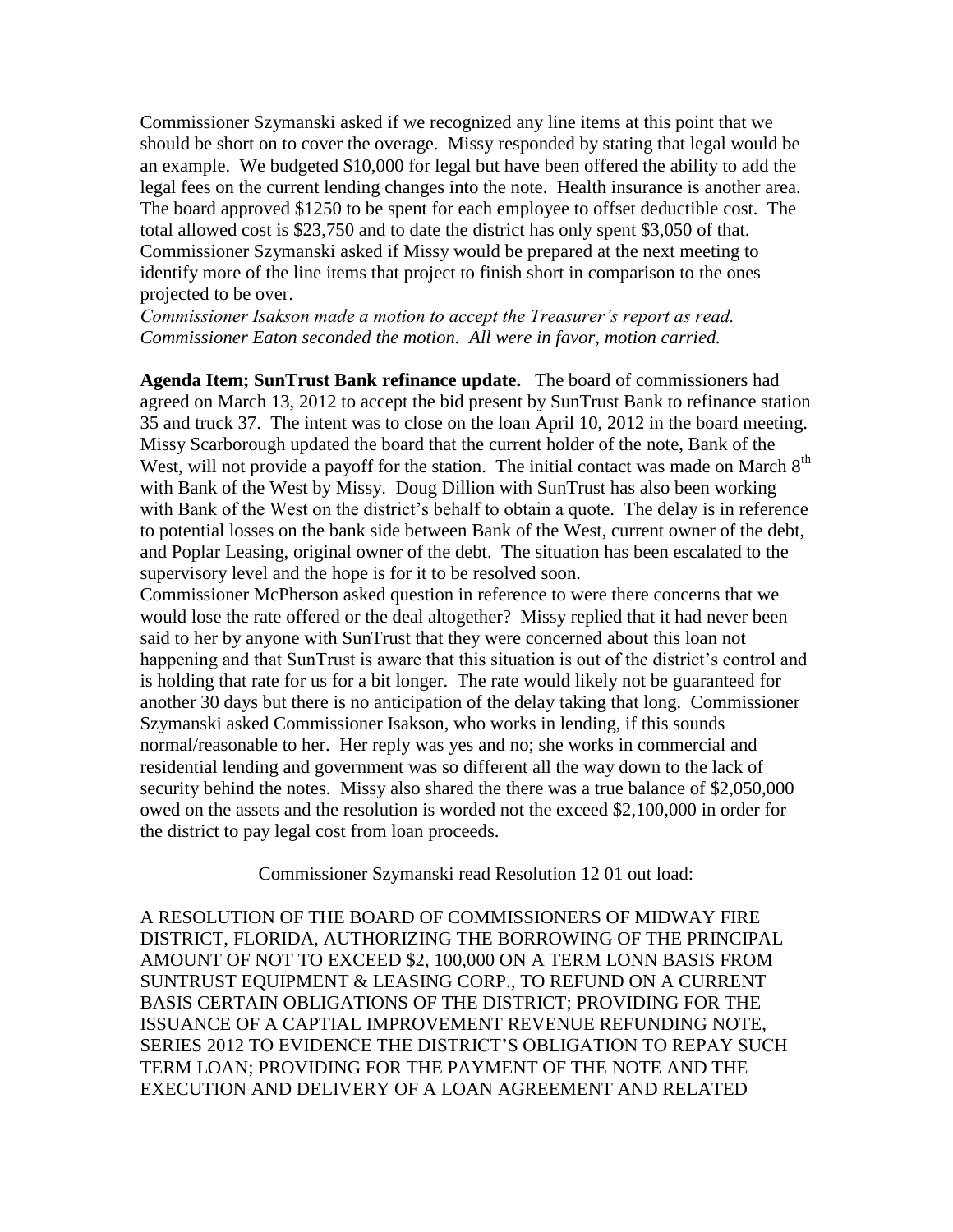Commissioner Szymanski asked if we recognized any line items at this point that we should be short on to cover the overage. Missy responded by stating that legal would be an example. We budgeted $10,000 for legal but have been offered the ability to add the legal fees on the current lending changes into the note. Health insurance is another area. The board approved $1250 to be spent for each employee to offset deductible cost. The total allowed cost is $23,750 and to date the district has only spent $3,050 of that. Commissioner Szymanski asked if Missy would be prepared at the next meeting to identify more of the line items that project to finish short in comparison to the ones projected to be over.

*Commissioner Isakson made a motion to accept the Treasurer's report as read. Commissioner Eaton seconded the motion. All were in favor, motion carried.*

**Agenda Item; SunTrust Bank refinance update.** The board of commissioners had agreed on March 13, 2012 to accept the bid present by SunTrust Bank to refinance station 35 and truck 37. The intent was to close on the loan April 10, 2012 in the board meeting. Missy Scarborough updated the board that the current holder of the note, Bank of the West, will not provide a payoff for the station. The initial contact was made on March 8th with Bank of the West by Missy. Doug Dillion with SunTrust has also been working with Bank of the West on the district's behalf to obtain a quote. The delay is in reference to potential losses on the bank side between Bank of the West, current owner of the debt, and Poplar Leasing, original owner of the debt. The situation has been escalated to the supervisory level and the hope is for it to be resolved soon.

Commissioner McPherson asked question in reference to were there concerns that we would lose the rate offered or the deal altogether? Missy replied that it had never been said to her by anyone with SunTrust that they were concerned about this loan not happening and that SunTrust is aware that this situation is out of the district's control and is holding that rate for us for a bit longer. The rate would likely not be guaranteed for another 30 days but there is no anticipation of the delay taking that long. Commissioner Szymanski asked Commissioner Isakson, who works in lending, if this sounds normal/reasonable to her. Her reply was yes and no; she works in commercial and residential lending and government was so different all the way down to the lack of security behind the notes. Missy also shared the there was a true balance of $2,050,000 owed on the assets and the resolution is worded not the exceed $2,100,000 in order for the district to pay legal cost from loan proceeds.

Commissioner Szymanski read Resolution 12 01 out load:

A RESOLUTION OF THE BOARD OF COMMISSIONERS OF MIDWAY FIRE DISTRICT, FLORIDA, AUTHORIZING THE BORROWING OF THE PRINCIPAL AMOUNT OF NOT TO EXCEED $2, 100,000 ON A TERM LONN BASIS FROM SUNTRUST EQUIPMENT & LEASING CORP., TO REFUND ON A CURRENT BASIS CERTAIN OBLIGATIONS OF THE DISTRICT; PROVIDING FOR THE ISSUANCE OF A CAPTIAL IMPROVEMENT REVENUE REFUNDING NOTE, SERIES 2012 TO EVIDENCE THE DISTRICT'S OBLIGATION TO REPAY SUCH TERM LOAN; PROVIDING FOR THE PAYMENT OF THE NOTE AND THE EXECUTION AND DELIVERY OF A LOAN AGREEMENT AND RELATED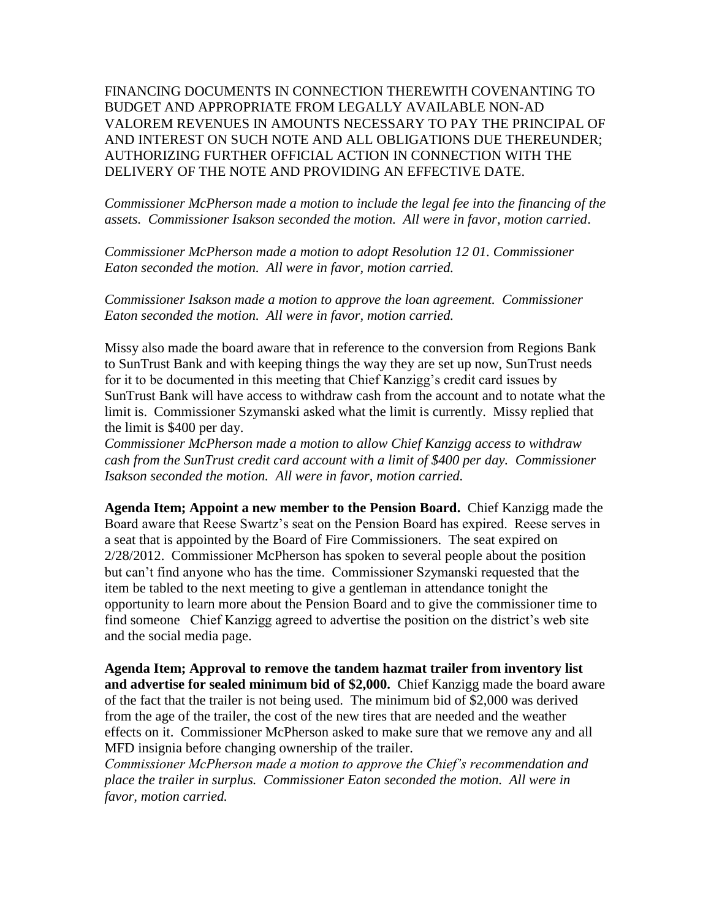FINANCING DOCUMENTS IN CONNECTION THEREWITH COVENANTING TO BUDGET AND APPROPRIATE FROM LEGALLY AVAILABLE NON-AD VALOREM REVENUES IN AMOUNTS NECESSARY TO PAY THE PRINCIPAL OF AND INTEREST ON SUCH NOTE AND ALL OBLIGATIONS DUE THEREUNDER; AUTHORIZING FURTHER OFFICIAL ACTION IN CONNECTION WITH THE DELIVERY OF THE NOTE AND PROVIDING AN EFFECTIVE DATE.

*Commissioner McPherson made a motion to include the legal fee into the financing of the assets. Commissioner Isakson seconded the motion. All were in favor, motion carried.*

*Commissioner McPherson made a motion to adopt Resolution 12 01. Commissioner Eaton seconded the motion. All were in favor, motion carried.*

*Commissioner Isakson made a motion to approve the loan agreement. Commissioner Eaton seconded the motion. All were in favor, motion carried.*

Missy also made the board aware that in reference to the conversion from Regions Bank to SunTrust Bank and with keeping things the way they are set up now, SunTrust needs for it to be documented in this meeting that Chief Kanzigg's credit card issues by SunTrust Bank will have access to withdraw cash from the account and to notate what the limit is. Commissioner Szymanski asked what the limit is currently. Missy replied that the limit is $400 per day.
*Commissioner McPherson made a motion to allow Chief Kanzigg access to withdraw cash from the SunTrust credit card account with a limit of $400 per day. Commissioner Isakson seconded the motion. All were in favor, motion carried.*

**Agenda Item; Appoint a new member to the Pension Board.** Chief Kanzigg made the Board aware that Reese Swartz's seat on the Pension Board has expired. Reese serves in a seat that is appointed by the Board of Fire Commissioners. The seat expired on 2/28/2012. Commissioner McPherson has spoken to several people about the position but can't find anyone who has the time. Commissioner Szymanski requested that the item be tabled to the next meeting to give a gentleman in attendance tonight the opportunity to learn more about the Pension Board and to give the commissioner time to find someone Chief Kanzigg agreed to advertise the position on the district's web site and the social media page.

**Agenda Item; Approval to remove the tandem hazmat trailer from inventory list and advertise for sealed minimum bid of $2,000.** Chief Kanzigg made the board aware of the fact that the trailer is not being used. The minimum bid of $2,000 was derived from the age of the trailer, the cost of the new tires that are needed and the weather effects on it. Commissioner McPherson asked to make sure that we remove any and all MFD insignia before changing ownership of the trailer.
*Commissioner McPherson made a motion to approve the Chief's recommendation and place the trailer in surplus. Commissioner Eaton seconded the motion. All were in favor, motion carried.*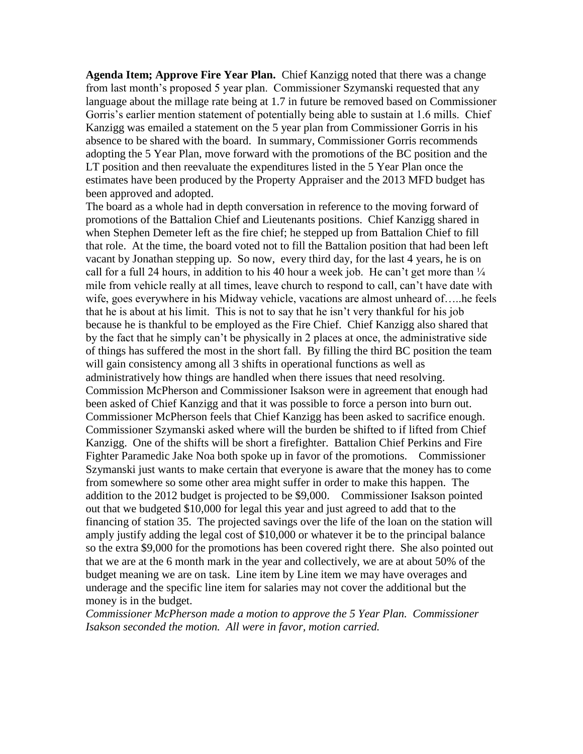**Agenda Item; Approve Fire Year Plan.** Chief Kanzigg noted that there was a change from last month's proposed 5 year plan. Commissioner Szymanski requested that any language about the millage rate being at 1.7 in future be removed based on Commissioner Gorris's earlier mention statement of potentially being able to sustain at 1.6 mills. Chief Kanzigg was emailed a statement on the 5 year plan from Commissioner Gorris in his absence to be shared with the board. In summary, Commissioner Gorris recommends adopting the 5 Year Plan, move forward with the promotions of the BC position and the LT position and then reevaluate the expenditures listed in the 5 Year Plan once the estimates have been produced by the Property Appraiser and the 2013 MFD budget has been approved and adopted.

The board as a whole had in depth conversation in reference to the moving forward of promotions of the Battalion Chief and Lieutenants positions. Chief Kanzigg shared in when Stephen Demeter left as the fire chief; he stepped up from Battalion Chief to fill that role. At the time, the board voted not to fill the Battalion position that had been left vacant by Jonathan stepping up. So now, every third day, for the last 4 years, he is on call for a full 24 hours, in addition to his 40 hour a week job. He can't get more than ¼ mile from vehicle really at all times, leave church to respond to call, can't have date with wife, goes everywhere in his Midway vehicle, vacations are almost unheard of…..he feels that he is about at his limit. This is not to say that he isn't very thankful for his job because he is thankful to be employed as the Fire Chief. Chief Kanzigg also shared that by the fact that he simply can't be physically in 2 places at once, the administrative side of things has suffered the most in the short fall. By filling the third BC position the team will gain consistency among all 3 shifts in operational functions as well as administratively how things are handled when there issues that need resolving. Commission McPherson and Commissioner Isakson were in agreement that enough had been asked of Chief Kanzigg and that it was possible to force a person into burn out. Commissioner McPherson feels that Chief Kanzigg has been asked to sacrifice enough. Commissioner Szymanski asked where will the burden be shifted to if lifted from Chief Kanzigg. One of the shifts will be short a firefighter. Battalion Chief Perkins and Fire Fighter Paramedic Jake Noa both spoke up in favor of the promotions. Commissioner Szymanski just wants to make certain that everyone is aware that the money has to come from somewhere so some other area might suffer in order to make this happen. The addition to the 2012 budget is projected to be $9,000. Commissioner Isakson pointed out that we budgeted $10,000 for legal this year and just agreed to add that to the financing of station 35. The projected savings over the life of the loan on the station will amply justify adding the legal cost of $10,000 or whatever it be to the principal balance so the extra $9,000 for the promotions has been covered right there. She also pointed out that we are at the 6 month mark in the year and collectively, we are at about 50% of the budget meaning we are on task. Line item by Line item we may have overages and underage and the specific line item for salaries may not cover the additional but the money is in the budget.

*Commissioner McPherson made a motion to approve the 5 Year Plan. Commissioner Isakson seconded the motion. All were in favor, motion carried.*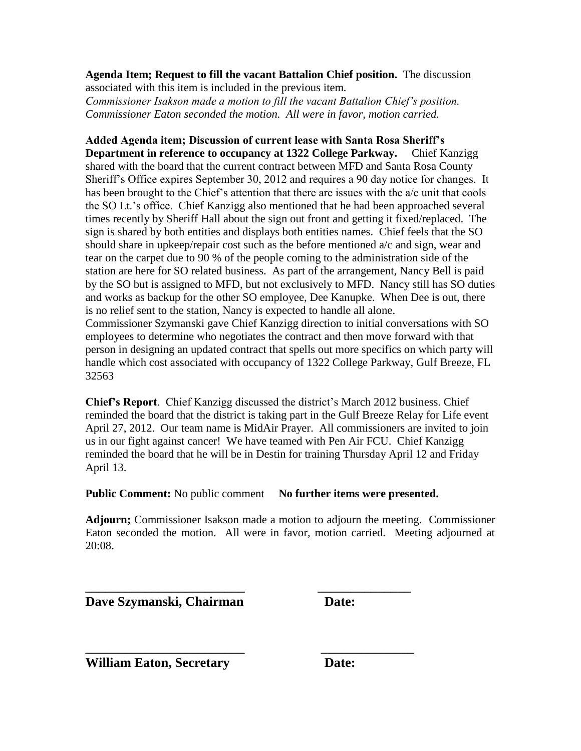**Agenda Item; Request to fill the vacant Battalion Chief position.** The discussion associated with this item is included in the previous item.
*Commissioner Isakson made a motion to fill the vacant Battalion Chief's position. Commissioner Eaton seconded the motion. All were in favor, motion carried.*

**Added Agenda item; Discussion of current lease with Santa Rosa Sheriff's Department in reference to occupancy at 1322 College Parkway.** Chief Kanzigg shared with the board that the current contract between MFD and Santa Rosa County Sheriff's Office expires September 30, 2012 and requires a 90 day notice for changes. It has been brought to the Chief's attention that there are issues with the a/c unit that cools the SO Lt.'s office. Chief Kanzigg also mentioned that he had been approached several times recently by Sheriff Hall about the sign out front and getting it fixed/replaced. The sign is shared by both entities and displays both entities names. Chief feels that the SO should share in upkeep/repair cost such as the before mentioned a/c and sign, wear and tear on the carpet due to 90 % of the people coming to the administration side of the station are here for SO related business. As part of the arrangement, Nancy Bell is paid by the SO but is assigned to MFD, but not exclusively to MFD. Nancy still has SO duties and works as backup for the other SO employee, Dee Kanupke. When Dee is out, there is no relief sent to the station, Nancy is expected to handle all alone.
Commissioner Szymanski gave Chief Kanzigg direction to initial conversations with SO employees to determine who negotiates the contract and then move forward with that person in designing an updated contract that spells out more specifics on which party will handle which cost associated with occupancy of 1322 College Parkway, Gulf Breeze, FL 32563

**Chief's Report**. Chief Kanzigg discussed the district's March 2012 business. Chief reminded the board that the district is taking part in the Gulf Breeze Relay for Life event April 27, 2012. Our team name is MidAir Prayer. All commissioners are invited to join us in our fight against cancer! We have teamed with Pen Air FCU. Chief Kanzigg reminded the board that he will be in Destin for training Thursday April 12 and Friday April 13.

**Public Comment:** No public comment **No further items were presented.**

**Adjourn;** Commissioner Isakson made a motion to adjourn the meeting. Commissioner Eaton seconded the motion. All were in favor, motion carried. Meeting adjourned at 20:08.

_________________________ _______________

**Dave Szymanski, Chairman** **Date:**

_________________________ _______________

**William Eaton, Secretary** **Date:**